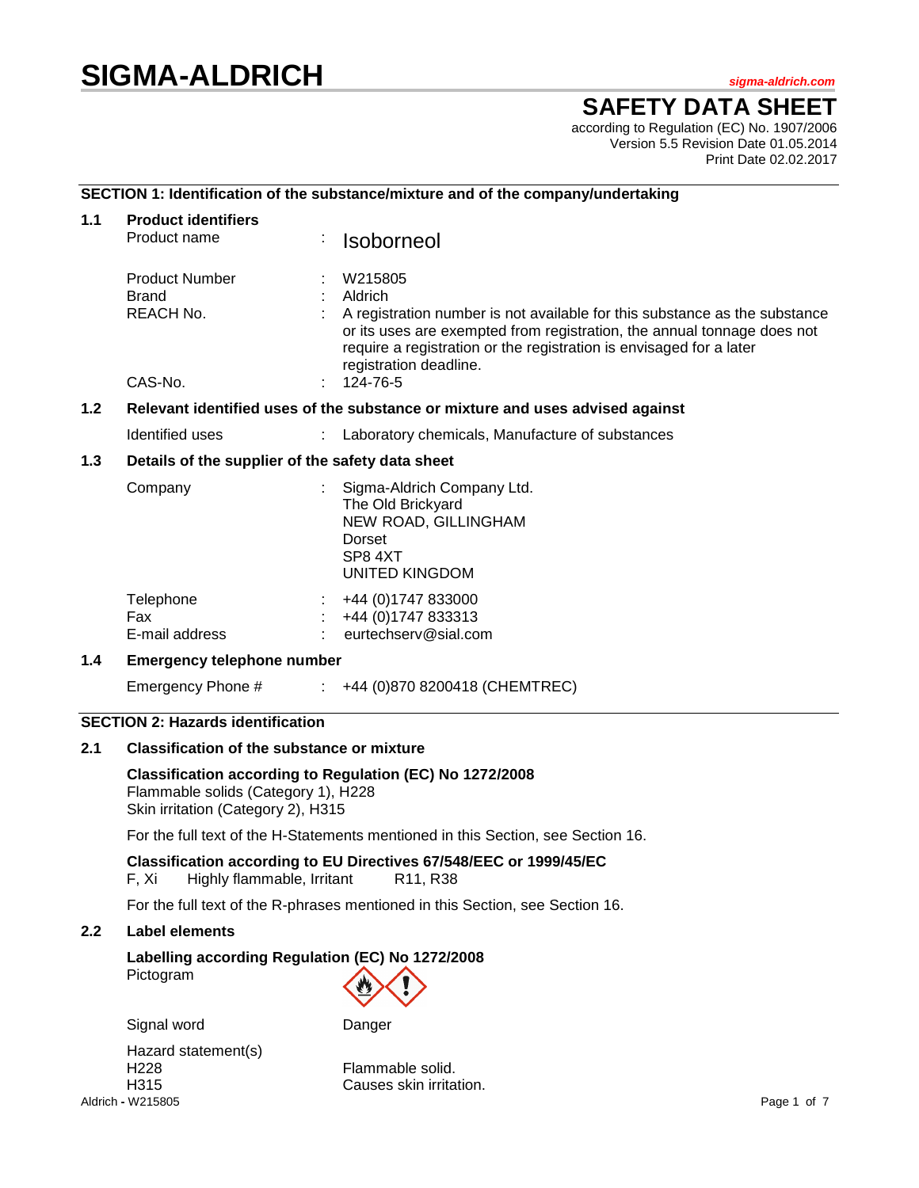# SIGMA-ALDRICH

sigma-aldrich.com

## SAFETY DATA SHEET

according to Regulation (EC) No. 1907/2006
Version 5.5 Revision Date 01.05.2014
Print Date 02.02.2017

### SECTION 1: Identification of the substance/mixture and of the company/undertaking

**1.1 Product identifiers**

| | | |
|---|---|---|
| Product name | : | Isoborneol |
| Product Number | : | W215805 |
| Brand | : | Aldrich |
| REACH No. | : | A registration number is not available for this substance as the substance or its uses are exempted from registration, the annual tonnage does not require a registration or the registration is envisaged for a later registration deadline. |
| CAS-No. | : | 124-76-5 |

**1.2 Relevant identified uses of the substance or mixture and uses advised against**

| | | |
|---|---|---|
| Identified uses | : | Laboratory chemicals, Manufacture of substances |

**1.3 Details of the supplier of the safety data sheet**

| | | |
|---|---|---|
| Company | : | Sigma-Aldrich Company Ltd.<br>The Old Brickyard<br>NEW ROAD, GILLINGHAM<br>Dorset<br>SP8 4XT<br>UNITED KINGDOM |
| Telephone | : | +44 (0)1747 833000 |
| Fax | : | +44 (0)1747 833313 |
| E-mail address | : | eurtechserv@sial.com |

**1.4 Emergency telephone number**

| | | |
|---|---|---|
| Emergency Phone # | : | +44 (0)870 8200418 (CHEMTREC) |

### SECTION 2: Hazards identification

**2.1 Classification of the substance or mixture**

**Classification according to Regulation (EC) No 1272/2008**
Flammable solids (Category 1), H228
Skin irritation (Category 2), H315

For the full text of the H-Statements mentioned in this Section, see Section 16.

**Classification according to EU Directives 67/548/EEC or 1999/45/EC**
F, Xi  Highly flammable, Irritant  R11, R38

For the full text of the R-phrases mentioned in this Section, see Section 16.

**2.2 Label elements**

**Labelling according Regulation (EC) No 1272/2008**

Pictogram

Signal word: Danger

Hazard statement(s)

| | |
|---|---|
| H228 | Flammable solid. |
| H315 | Causes skin irritation. |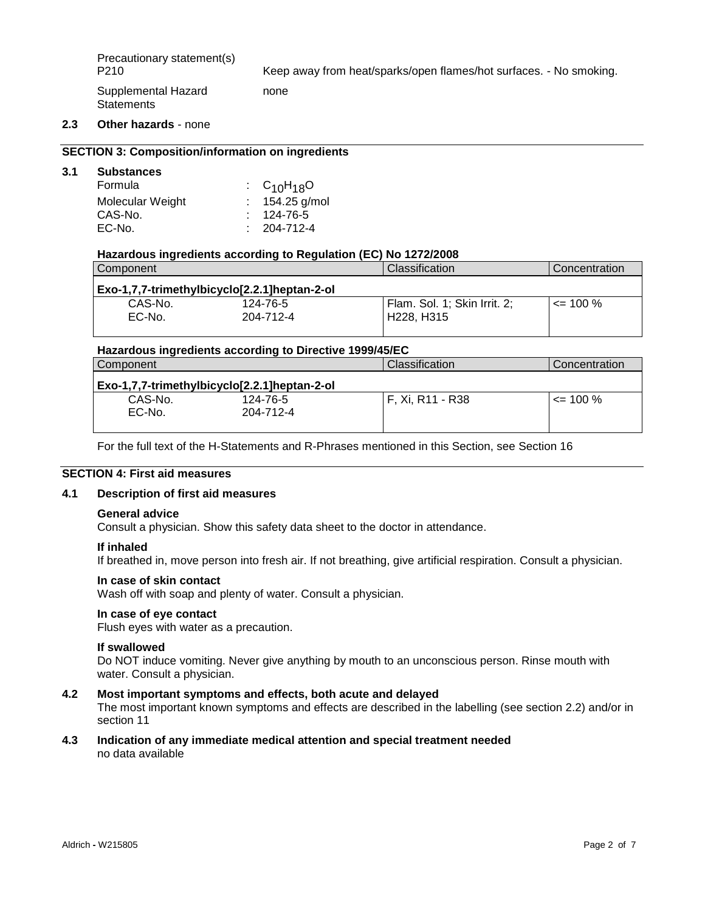Precautionary statement(s)
P210 Keep away from heat/sparks/open flames/hot surfaces. - No smoking.

Supplemental Hazard Statements none

**2.3 Other hazards** - none

## SECTION 3: Composition/information on ingredients

**3.1 Substances**

Formula : $C_{10}H_{18}O$
Molecular Weight : 154.25 g/mol
CAS-No. : 124-76-5
EC-No. : 204-712-4

**Hazardous ingredients according to Regulation (EC) No 1272/2008**

| Component | | Classification | Concentration |
|---|---|---|---|
| **Exo-1,7,7-trimethylbicyclo[2.2.1]heptan-2-ol** | | | |
| CAS-No. EC-No. | 124-76-5 204-712-4 | Flam. Sol. 1; Skin Irrit. 2; H228, H315 | <= 100 % |

**Hazardous ingredients according to Directive 1999/45/EC**

| Component | | Classification | Concentration |
|---|---|---|---|
| **Exo-1,7,7-trimethylbicyclo[2.2.1]heptan-2-ol** | | | |
| CAS-No. EC-No. | 124-76-5 204-712-4 | F, Xi, R11 - R38 | <= 100 % |

For the full text of the H-Statements and R-Phrases mentioned in this Section, see Section 16

## SECTION 4: First aid measures

**4.1 Description of first aid measures**

**General advice**
Consult a physician. Show this safety data sheet to the doctor in attendance.

**If inhaled**
If breathed in, move person into fresh air. If not breathing, give artificial respiration. Consult a physician.

**In case of skin contact**
Wash off with soap and plenty of water. Consult a physician.

**In case of eye contact**
Flush eyes with water as a precaution.

**If swallowed**
Do NOT induce vomiting. Never give anything by mouth to an unconscious person. Rinse mouth with water. Consult a physician.

**4.2 Most important symptoms and effects, both acute and delayed**
The most important known symptoms and effects are described in the labelling (see section 2.2) and/or in section 11

**4.3 Indication of any immediate medical attention and special treatment needed**
no data available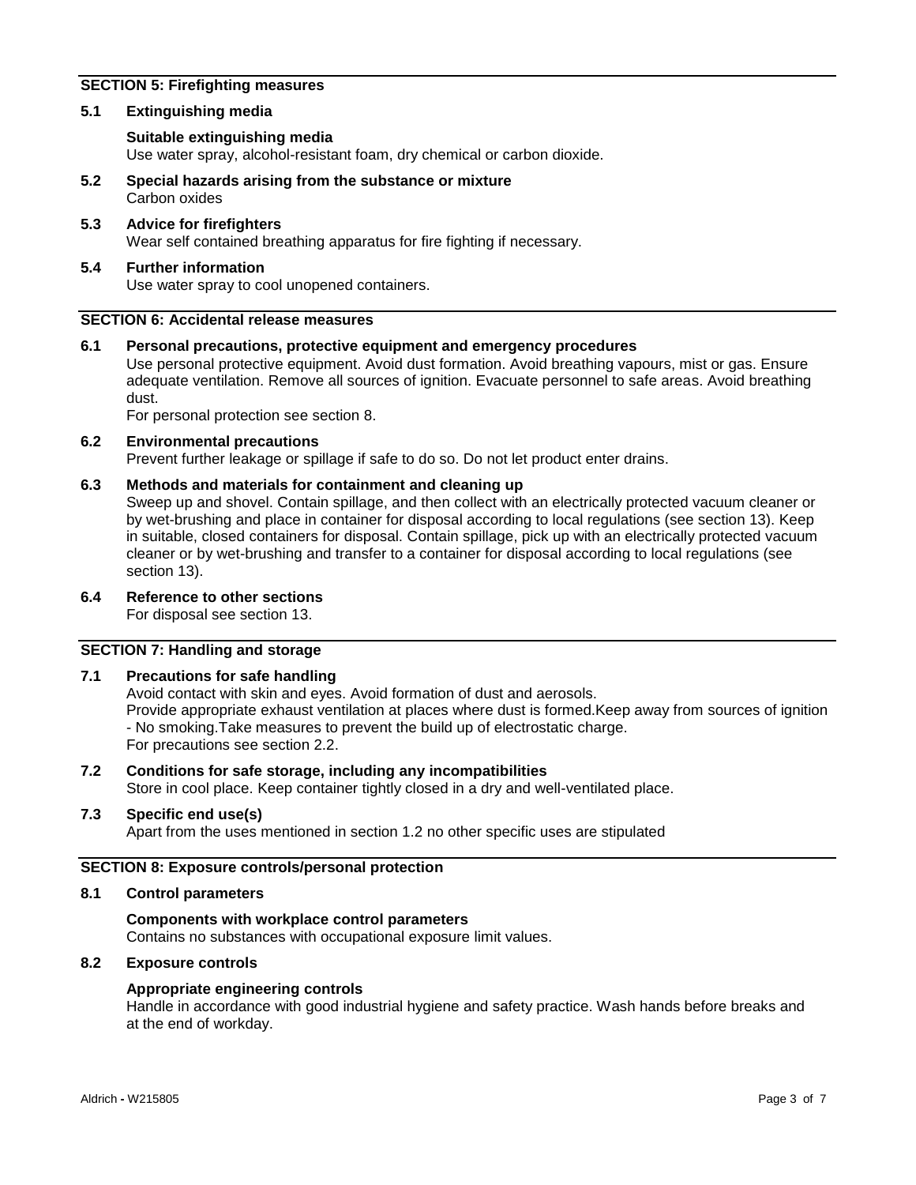## SECTION 5: Firefighting measures

### 5.1 Extinguishing media

**Suitable extinguishing media**
Use water spray, alcohol-resistant foam, dry chemical or carbon dioxide.

### 5.2 Special hazards arising from the substance or mixture

Carbon oxides

### 5.3 Advice for firefighters

Wear self contained breathing apparatus for fire fighting if necessary.

### 5.4 Further information

Use water spray to cool unopened containers.

## SECTION 6: Accidental release measures

### 6.1 Personal precautions, protective equipment and emergency procedures

Use personal protective equipment. Avoid dust formation. Avoid breathing vapours, mist or gas. Ensure adequate ventilation. Remove all sources of ignition. Evacuate personnel to safe areas. Avoid breathing dust.
For personal protection see section 8.

### 6.2 Environmental precautions

Prevent further leakage or spillage if safe to do so. Do not let product enter drains.

### 6.3 Methods and materials for containment and cleaning up

Sweep up and shovel. Contain spillage, and then collect with an electrically protected vacuum cleaner or by wet-brushing and place in container for disposal according to local regulations (see section 13). Keep in suitable, closed containers for disposal. Contain spillage, pick up with an electrically protected vacuum cleaner or by wet-brushing and transfer to a container for disposal according to local regulations (see section 13).

### 6.4 Reference to other sections

For disposal see section 13.

## SECTION 7: Handling and storage

### 7.1 Precautions for safe handling

Avoid contact with skin and eyes. Avoid formation of dust and aerosols.
Provide appropriate exhaust ventilation at places where dust is formed.Keep away from sources of ignition - No smoking.Take measures to prevent the build up of electrostatic charge.
For precautions see section 2.2.

### 7.2 Conditions for safe storage, including any incompatibilities

Store in cool place. Keep container tightly closed in a dry and well-ventilated place.

### 7.3 Specific end use(s)

Apart from the uses mentioned in section 1.2 no other specific uses are stipulated

## SECTION 8: Exposure controls/personal protection

### 8.1 Control parameters

**Components with workplace control parameters**
Contains no substances with occupational exposure limit values.

### 8.2 Exposure controls

**Appropriate engineering controls**
Handle in accordance with good industrial hygiene and safety practice. Wash hands before breaks and at the end of workday.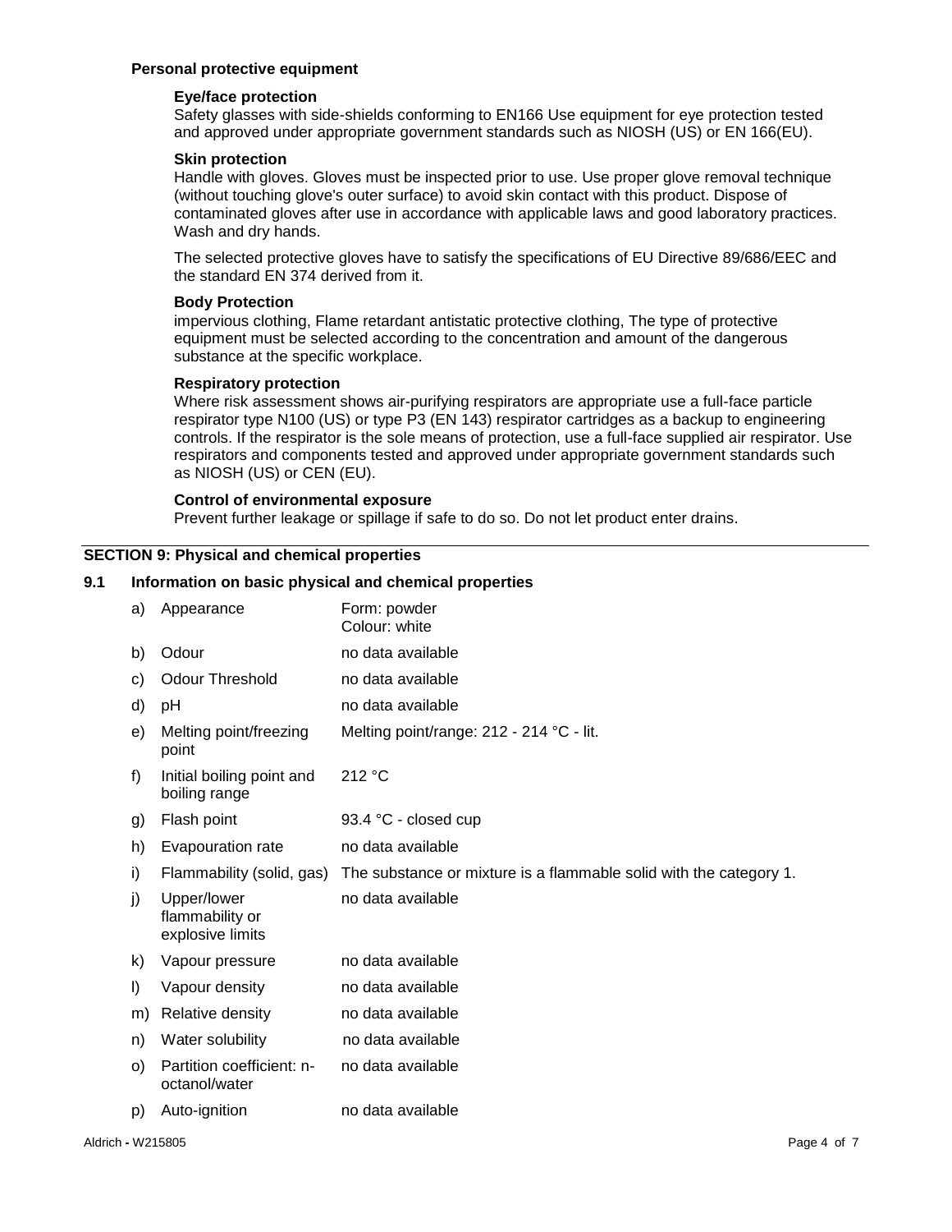### Personal protective equipment

#### Eye/face protection

Safety glasses with side-shields conforming to EN166 Use equipment for eye protection tested and approved under appropriate government standards such as NIOSH (US) or EN 166(EU).

#### Skin protection

Handle with gloves. Gloves must be inspected prior to use. Use proper glove removal technique (without touching glove's outer surface) to avoid skin contact with this product. Dispose of contaminated gloves after use in accordance with applicable laws and good laboratory practices. Wash and dry hands.

The selected protective gloves have to satisfy the specifications of EU Directive 89/686/EEC and the standard EN 374 derived from it.

#### Body Protection

impervious clothing, Flame retardant antistatic protective clothing, The type of protective equipment must be selected according to the concentration and amount of the dangerous substance at the specific workplace.

#### Respiratory protection

Where risk assessment shows air-purifying respirators are appropriate use a full-face particle respirator type N100 (US) or type P3 (EN 143) respirator cartridges as a backup to engineering controls. If the respirator is the sole means of protection, use a full-face supplied air respirator. Use respirators and components tested and approved under appropriate government standards such as NIOSH (US) or CEN (EU).

#### Control of environmental exposure

Prevent further leakage or spillage if safe to do so. Do not let product enter drains.

## SECTION 9: Physical and chemical properties

### 9.1 Information on basic physical and chemical properties

| | Property | Value |
|---|---|---|
| a) | Appearance | Form: powder<br>Colour: white |
| b) | Odour | no data available |
| c) | Odour Threshold | no data available |
| d) | pH | no data available |
| e) | Melting point/freezing point | Melting point/range: 212 - 214 °C - lit. |
| f) | Initial boiling point and boiling range | 212 °C |
| g) | Flash point | 93.4 °C - closed cup |
| h) | Evapouration rate | no data available |
| i) | Flammability (solid, gas) | The substance or mixture is a flammable solid with the category 1. |
| j) | Upper/lower flammability or explosive limits | no data available |
| k) | Vapour pressure | no data available |
| l) | Vapour density | no data available |
| m) | Relative density | no data available |
| n) | Water solubility | no data available |
| o) | Partition coefficient: n-octanol/water | no data available |
| p) | Auto-ignition | no data available |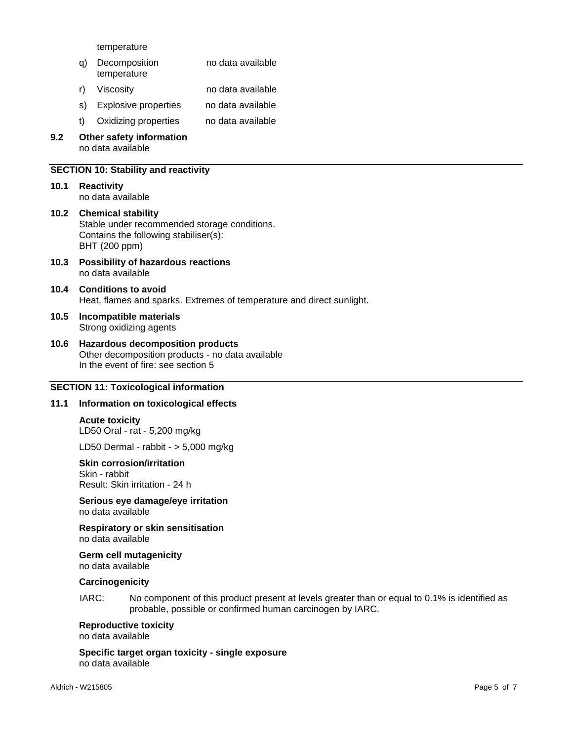temperature

q) Decomposition temperature — no data available

r) Viscosity — no data available

s) Explosive properties — no data available

t) Oxidizing properties — no data available

**9.2 Other safety information**
no data available

## SECTION 10: Stability and reactivity

**10.1 Reactivity**
no data available

**10.2 Chemical stability**
Stable under recommended storage conditions.
Contains the following stabiliser(s):
BHT (200 ppm)

**10.3 Possibility of hazardous reactions**
no data available

**10.4 Conditions to avoid**
Heat, flames and sparks. Extremes of temperature and direct sunlight.

**10.5 Incompatible materials**
Strong oxidizing agents

**10.6 Hazardous decomposition products**
Other decomposition products - no data available
In the event of fire: see section 5

## SECTION 11: Toxicological information

**11.1 Information on toxicological effects**

**Acute toxicity**
LD50 Oral - rat - 5,200 mg/kg

LD50 Dermal - rabbit - > 5,000 mg/kg

**Skin corrosion/irritation**
Skin - rabbit
Result: Skin irritation - 24 h

**Serious eye damage/eye irritation**
no data available

**Respiratory or skin sensitisation**
no data available

**Germ cell mutagenicity**
no data available

**Carcinogenicity**

IARC: No component of this product present at levels greater than or equal to 0.1% is identified as probable, possible or confirmed human carcinogen by IARC.

**Reproductive toxicity**
no data available

**Specific target organ toxicity - single exposure**
no data available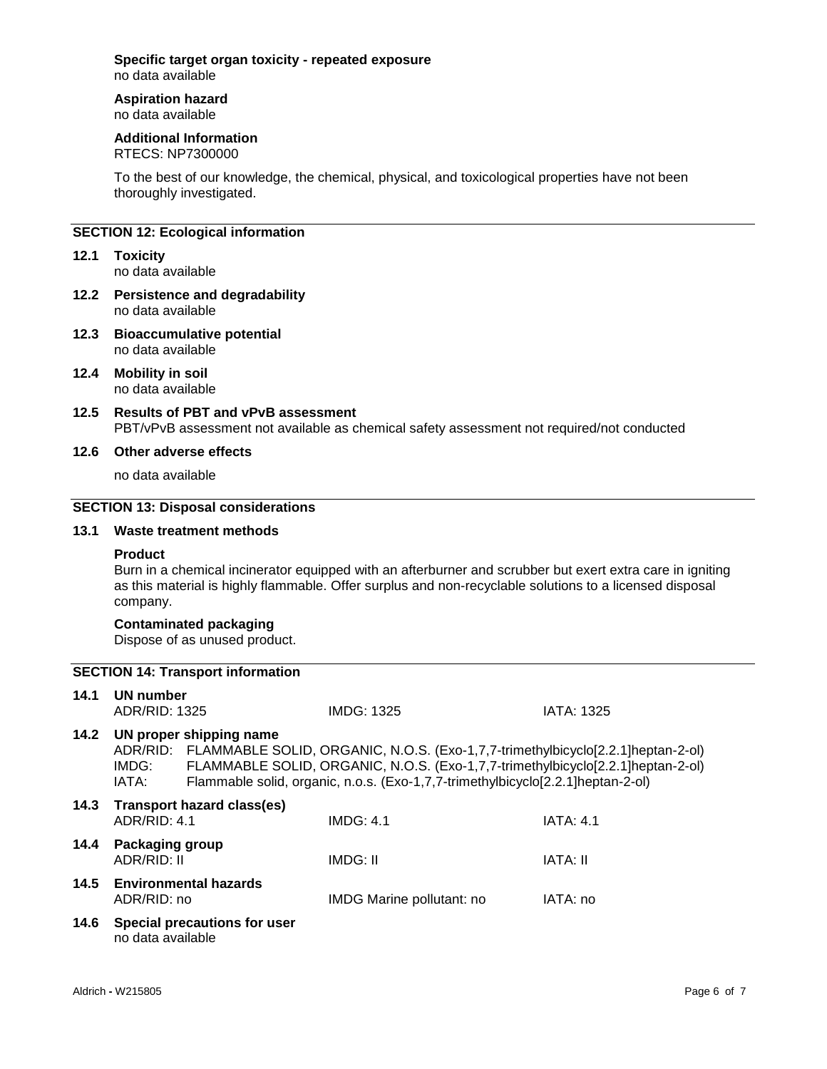**Specific target organ toxicity - repeated exposure**
no data available

**Aspiration hazard**
no data available

**Additional Information**
RTECS: NP7300000

To the best of our knowledge, the chemical, physical, and toxicological properties have not been thoroughly investigated.

## SECTION 12: Ecological information

**12.1 Toxicity**
no data available

**12.2 Persistence and degradability**
no data available

**12.3 Bioaccumulative potential**
no data available

**12.4 Mobility in soil**
no data available

**12.5 Results of PBT and vPvB assessment**
PBT/vPvB assessment not available as chemical safety assessment not required/not conducted

**12.6 Other adverse effects**

no data available

## SECTION 13: Disposal considerations

**13.1 Waste treatment methods**

**Product**
Burn in a chemical incinerator equipped with an afterburner and scrubber but exert extra care in igniting as this material is highly flammable. Offer surplus and non-recyclable solutions to a licensed disposal company.

**Contaminated packaging**
Dispose of as unused product.

## SECTION 14: Transport information

**14.1 UN number**

| ADR/RID: 1325 | IMDG: 1325 | IATA: 1325 |
|---|---|---|

**14.2 UN proper shipping name**

ADR/RID: FLAMMABLE SOLID, ORGANIC, N.O.S. (Exo-1,7,7-trimethylbicyclo[2.2.1]heptan-2-ol)
IMDG: FLAMMABLE SOLID, ORGANIC, N.O.S. (Exo-1,7,7-trimethylbicyclo[2.2.1]heptan-2-ol)
IATA: Flammable solid, organic, n.o.s. (Exo-1,7,7-trimethylbicyclo[2.2.1]heptan-2-ol)

**14.3 Transport hazard class(es)**

| ADR/RID: 4.1 | IMDG: 4.1 | IATA: 4.1 |
|---|---|---|

**14.4 Packaging group**

| ADR/RID: II | IMDG: II | IATA: II |
|---|---|---|

**14.5 Environmental hazards**

| ADR/RID: no | IMDG Marine pollutant: no | IATA: no |
|---|---|---|

**14.6 Special precautions for user**
no data available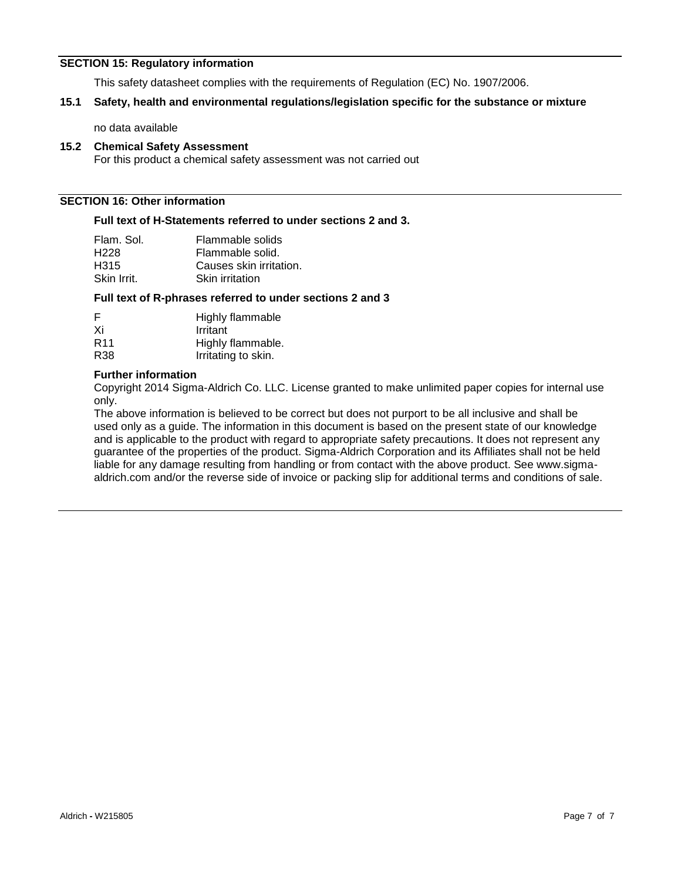## SECTION 15: Regulatory information

This safety datasheet complies with the requirements of Regulation (EC) No. 1907/2006.

### 15.1 Safety, health and environmental regulations/legislation specific for the substance or mixture

no data available

### 15.2 Chemical Safety Assessment

For this product a chemical safety assessment was not carried out

## SECTION 16: Other information

**Full text of H-Statements referred to under sections 2 and 3.**

| | |
|---|---|
| Flam. Sol. | Flammable solids |
| H228 | Flammable solid. |
| H315 | Causes skin irritation. |
| Skin Irrit. | Skin irritation |

**Full text of R-phrases referred to under sections 2 and 3**

| | |
|---|---|
| F | Highly flammable |
| Xi | Irritant |
| R11 | Highly flammable. |
| R38 | Irritating to skin. |

**Further information**

Copyright 2014 Sigma-Aldrich Co. LLC. License granted to make unlimited paper copies for internal use only.

The above information is believed to be correct but does not purport to be all inclusive and shall be used only as a guide. The information in this document is based on the present state of our knowledge and is applicable to the product with regard to appropriate safety precautions. It does not represent any guarantee of the properties of the product. Sigma-Aldrich Corporation and its Affiliates shall not be held liable for any damage resulting from handling or from contact with the above product. See www.sigma-aldrich.com and/or the reverse side of invoice or packing slip for additional terms and conditions of sale.